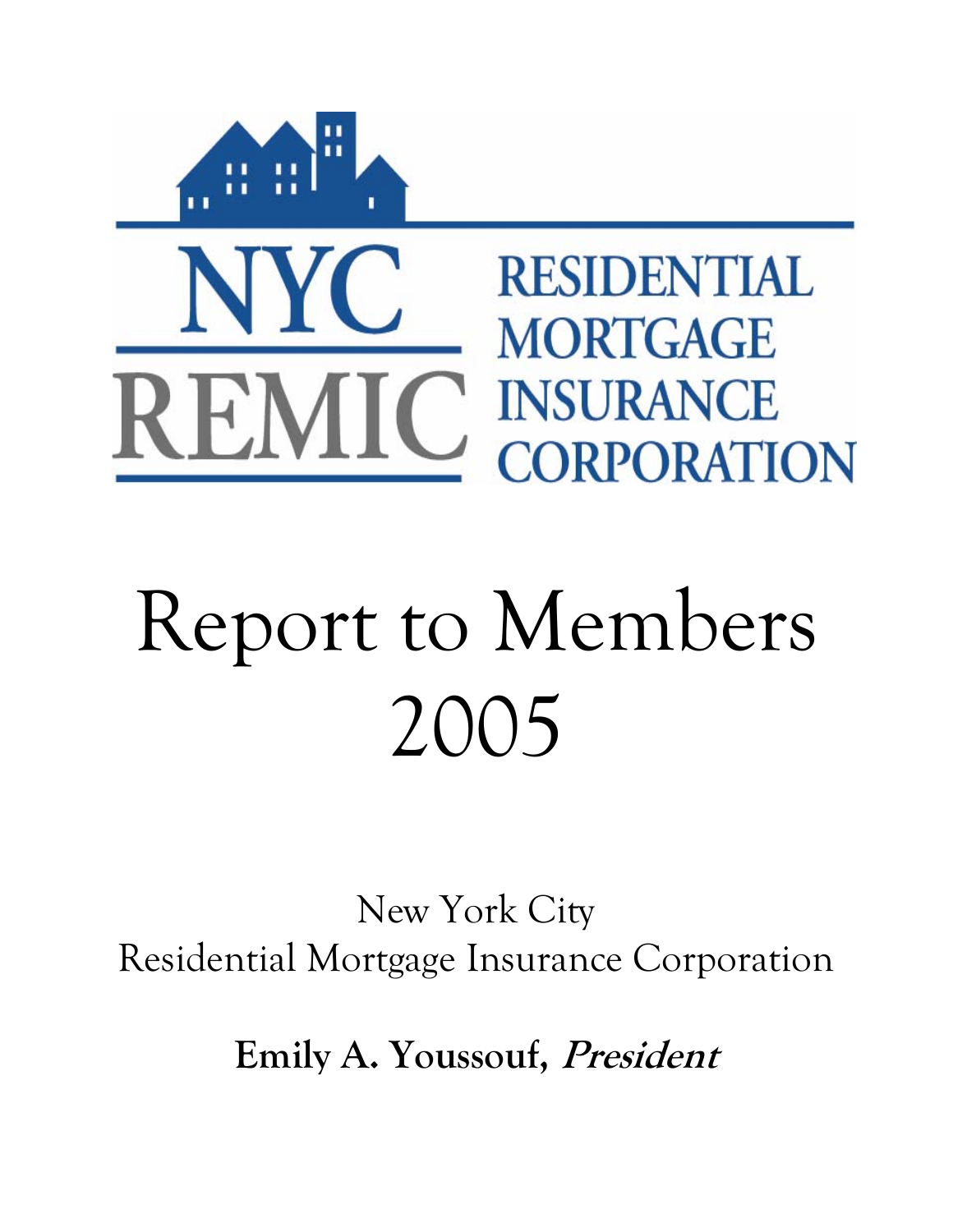NYC REMIC

RESIDENTIAL MORTGAGE INSURANCE CORPORATION

# Report to Members 2005

New York City
Residential Mortgage Insurance Corporation

**Emily A. Youssouf, *President***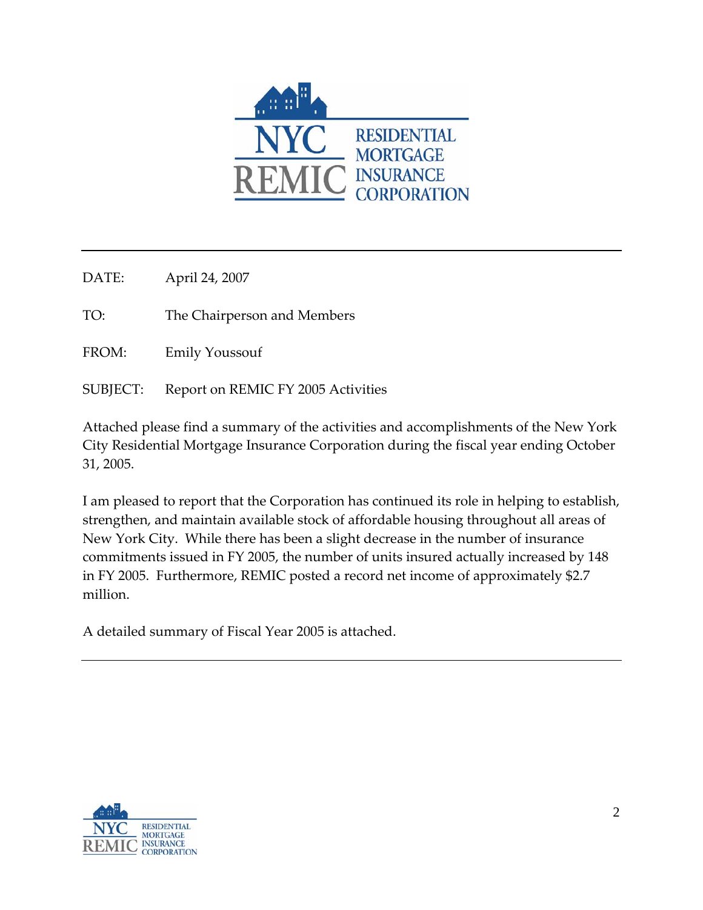NYC REMIC RESIDENTIAL MORTGAGE INSURANCE CORPORATION

---

DATE: April 24, 2007

TO: The Chairperson and Members

FROM: Emily Youssouf

SUBJECT: Report on REMIC FY 2005 Activities

Attached please find a summary of the activities and accomplishments of the New York City Residential Mortgage Insurance Corporation during the fiscal year ending October 31, 2005.

I am pleased to report that the Corporation has continued its role in helping to establish, strengthen, and maintain available stock of affordable housing throughout all areas of New York City. While there has been a slight decrease in the number of insurance commitments issued in FY 2005, the number of units insured actually increased by 148 in FY 2005. Furthermore, REMIC posted a record net income of approximately $2.7 million.

A detailed summary of Fiscal Year 2005 is attached.

---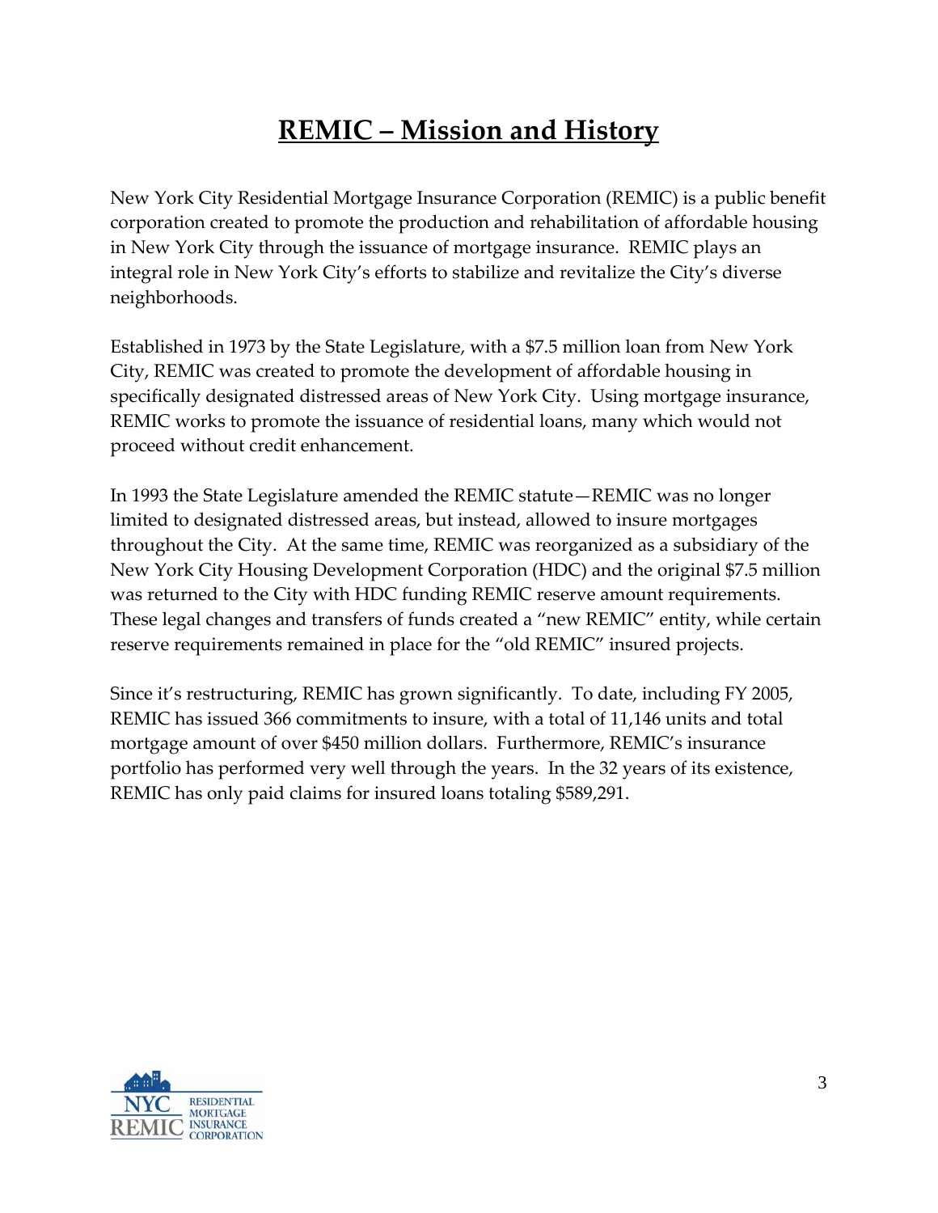# REMIC – Mission and History

New York City Residential Mortgage Insurance Corporation (REMIC) is a public benefit corporation created to promote the production and rehabilitation of affordable housing in New York City through the issuance of mortgage insurance. REMIC plays an integral role in New York City's efforts to stabilize and revitalize the City's diverse neighborhoods.

Established in 1973 by the State Legislature, with a $7.5 million loan from New York City, REMIC was created to promote the development of affordable housing in specifically designated distressed areas of New York City. Using mortgage insurance, REMIC works to promote the issuance of residential loans, many which would not proceed without credit enhancement.

In 1993 the State Legislature amended the REMIC statute—REMIC was no longer limited to designated distressed areas, but instead, allowed to insure mortgages throughout the City. At the same time, REMIC was reorganized as a subsidiary of the New York City Housing Development Corporation (HDC) and the original $7.5 million was returned to the City with HDC funding REMIC reserve amount requirements. These legal changes and transfers of funds created a "new REMIC" entity, while certain reserve requirements remained in place for the "old REMIC" insured projects.

Since it's restructuring, REMIC has grown significantly. To date, including FY 2005, REMIC has issued 366 commitments to insure, with a total of 11,146 units and total mortgage amount of over $450 million dollars. Furthermore, REMIC's insurance portfolio has performed very well through the years. In the 32 years of its existence, REMIC has only paid claims for insured loans totaling $589,291.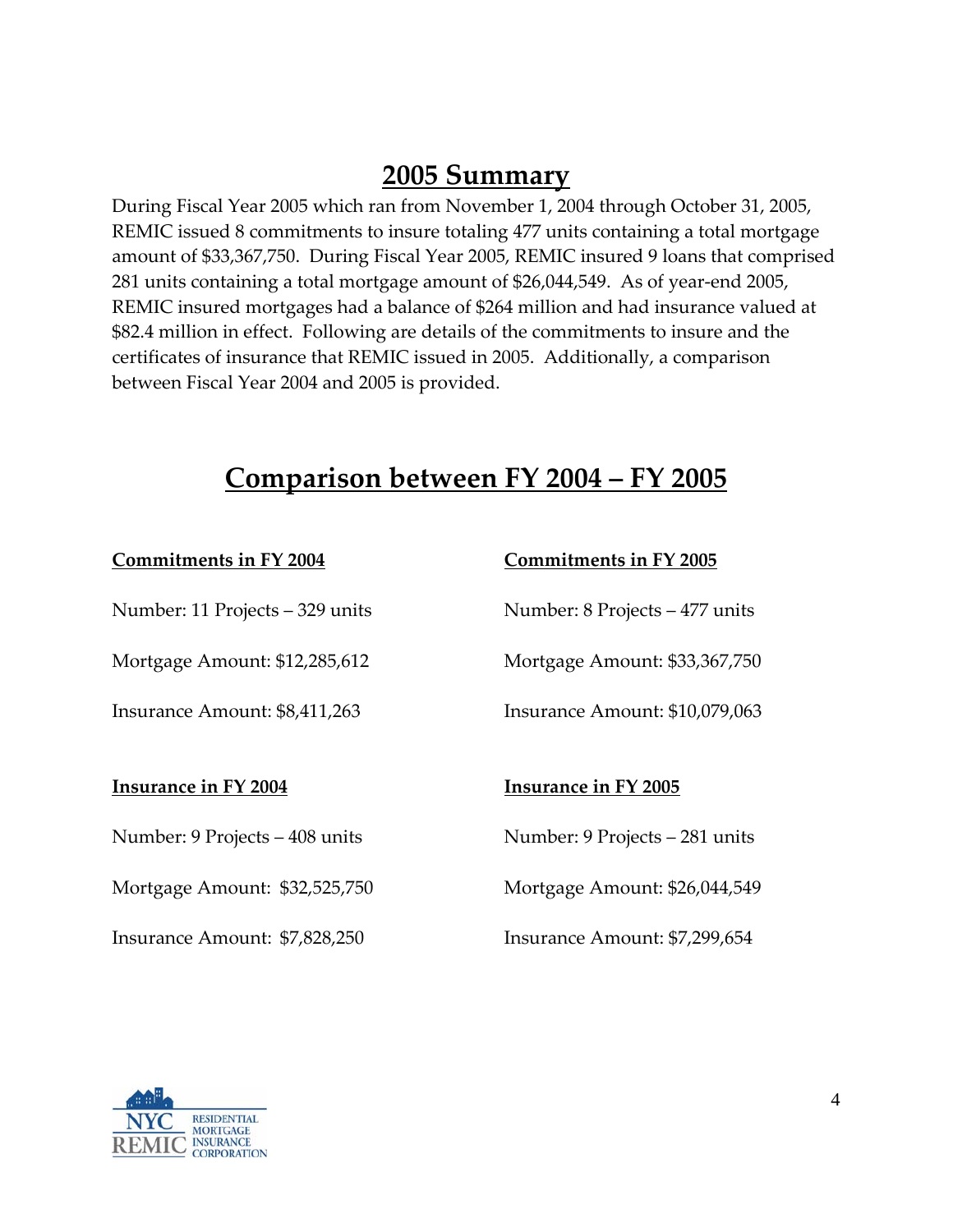## 2005 Summary

During Fiscal Year 2005 which ran from November 1, 2004 through October 31, 2005, REMIC issued 8 commitments to insure totaling 477 units containing a total mortgage amount of $33,367,750. During Fiscal Year 2005, REMIC insured 9 loans that comprised 281 units containing a total mortgage amount of $26,044,549. As of year-end 2005, REMIC insured mortgages had a balance of $264 million and had insurance valued at $82.4 million in effect. Following are details of the commitments to insure and the certificates of insurance that REMIC issued in 2005. Additionally, a comparison between Fiscal Year 2004 and 2005 is provided.

## Comparison between FY 2004 – FY 2005

**Commitments in FY 2004**

Number: 11 Projects – 329 units

Mortgage Amount: $12,285,612

Insurance Amount: $8,411,263

**Commitments in FY 2005**

Number: 8 Projects – 477 units

Mortgage Amount: $33,367,750

Insurance Amount: $10,079,063

**Insurance in FY 2004**

Number: 9 Projects – 408 units

Mortgage Amount: $32,525,750

Insurance Amount: $7,828,250

**Insurance in FY 2005**

Number: 9 Projects – 281 units

Mortgage Amount: $26,044,549

Insurance Amount: $7,299,654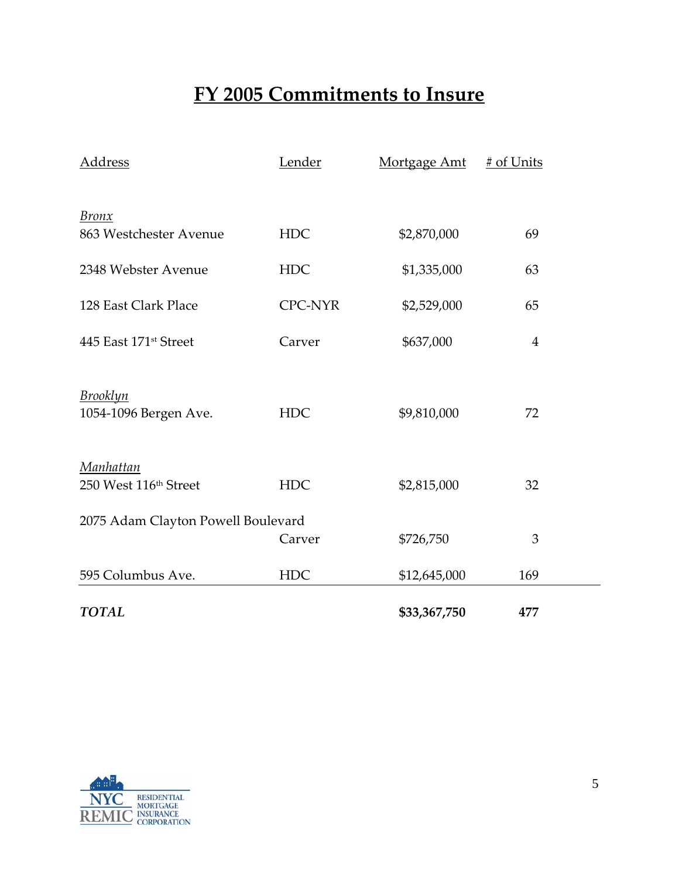# FY 2005 Commitments to Insure

| Address | Lender | Mortgage Amt | # of Units |
| --- | --- | --- | --- |
| *Bronx* | | | |
| 863 Westchester Avenue | HDC | $2,870,000 | 69 |
| 2348 Webster Avenue | HDC | $1,335,000 | 63 |
| 128 East Clark Place | CPC-NYR | $2,529,000 | 65 |
| 445 East 171st Street | Carver | $637,000 | 4 |
| *Brooklyn* | | | |
| 1054-1096 Bergen Ave. | HDC | $9,810,000 | 72 |
| *Manhattan* | | | |
| 250 West 116th Street | HDC | $2,815,000 | 32 |
| 2075 Adam Clayton Powell Boulevard | Carver | $726,750 | 3 |
| 595 Columbus Ave. | HDC | $12,645,000 | 169 |
| ***TOTAL*** | | **$33,367,750** | **477** |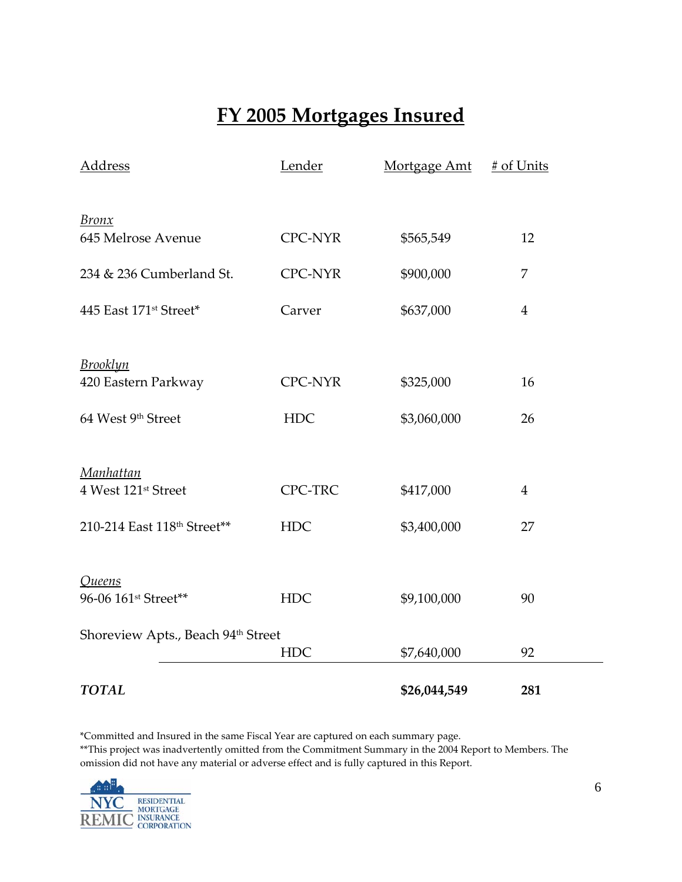# FY 2005 Mortgages Insured

| Address | Lender | Mortgage Amt | # of Units |
|---|---|---|---|
| *Bronx* | | | |
| 645 Melrose Avenue | CPC-NYR | $565,549 | 12 |
| 234 & 236 Cumberland St. | CPC-NYR | $900,000 | 7 |
| 445 East 171st Street* | Carver | $637,000 | 4 |
| *Brooklyn* | | | |
| 420 Eastern Parkway | CPC-NYR | $325,000 | 16 |
| 64 West 9th Street | HDC | $3,060,000 | 26 |
| *Manhattan* | | | |
| 4 West 121st Street | CPC-TRC | $417,000 | 4 |
| 210-214 East 118th Street** | HDC | $3,400,000 | 27 |
| *Queens* | | | |
| 96-06 161st Street** | HDC | $9,100,000 | 90 |
| Shoreview Apts., Beach 94th Street | HDC | $7,640,000 | 92 |
| ***TOTAL*** | | **$26,044,549** | **281** |

*Committed and Insured in the same Fiscal Year are captured on each summary page.
**This project was inadvertently omitted from the Commitment Summary in the 2004 Report to Members. The omission did not have any material or adverse effect and is fully captured in this Report.

NYC REMIC RESIDENTIAL MORTGAGE INSURANCE CORPORATION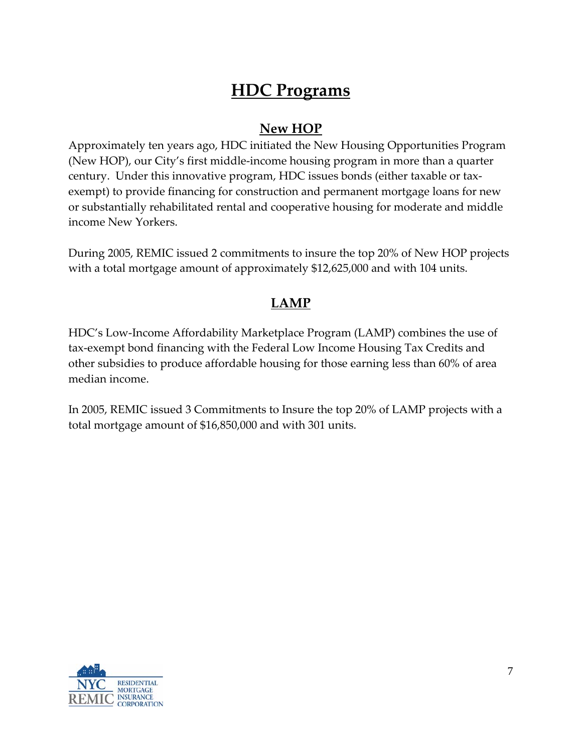# HDC Programs

## New HOP

Approximately ten years ago, HDC initiated the New Housing Opportunities Program (New HOP), our City's first middle-income housing program in more than a quarter century. Under this innovative program, HDC issues bonds (either taxable or tax-exempt) to provide financing for construction and permanent mortgage loans for new or substantially rehabilitated rental and cooperative housing for moderate and middle income New Yorkers.

During 2005, REMIC issued 2 commitments to insure the top 20% of New HOP projects with a total mortgage amount of approximately $12,625,000 and with 104 units.

## LAMP

HDC's Low-Income Affordability Marketplace Program (LAMP) combines the use of tax-exempt bond financing with the Federal Low Income Housing Tax Credits and other subsidies to produce affordable housing for those earning less than 60% of area median income.

In 2005, REMIC issued 3 Commitments to Insure the top 20% of LAMP projects with a total mortgage amount of $16,850,000 and with 301 units.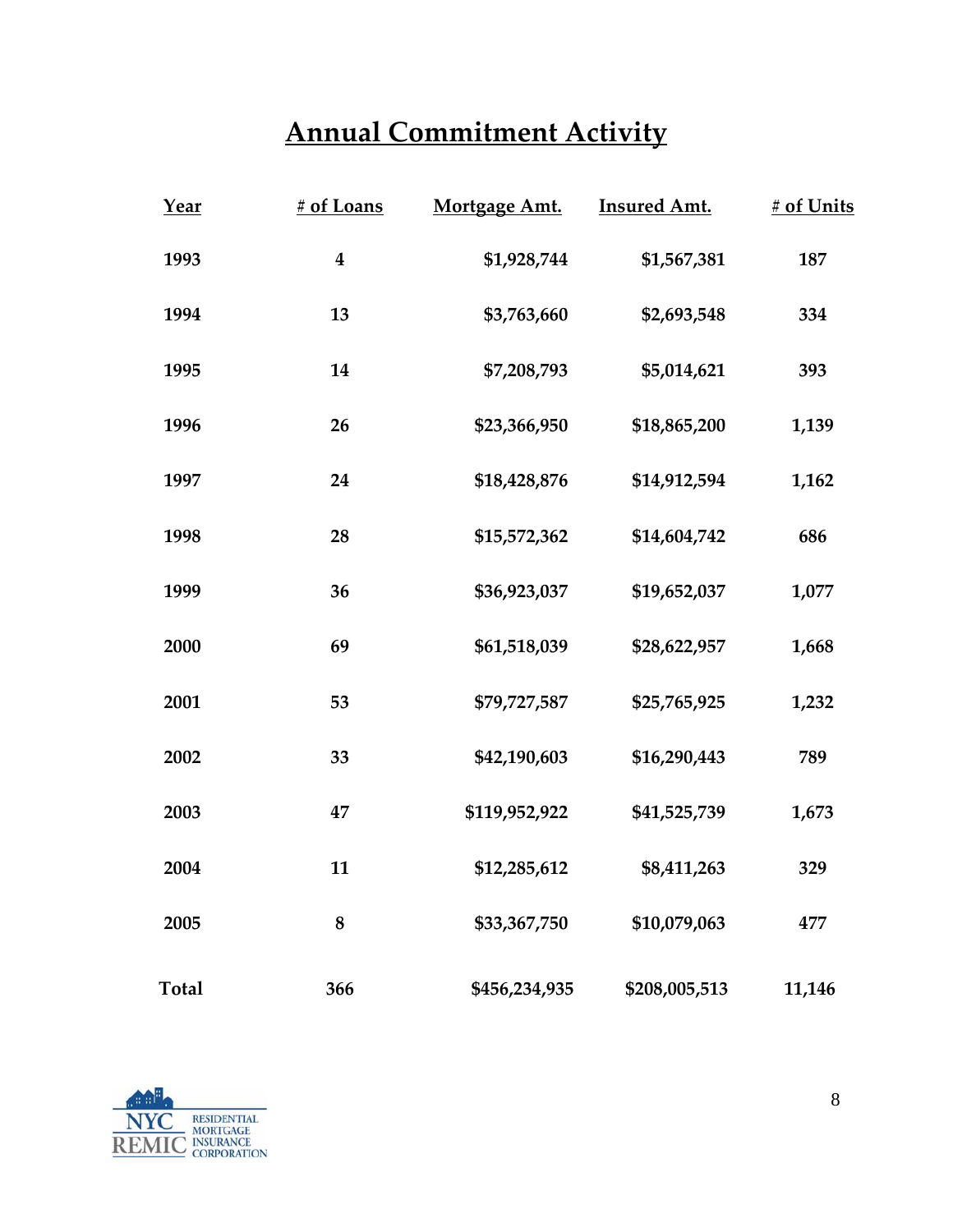# Annual Commitment Activity

| Year | # of Loans | Mortgage Amt. | Insured Amt. | # of Units |
|---|---|---|---|---|
| 1993 | 4 | $1,928,744 | $1,567,381 | 187 |
| 1994 | 13 | $3,763,660 | $2,693,548 | 334 |
| 1995 | 14 | $7,208,793 | $5,014,621 | 393 |
| 1996 | 26 | $23,366,950 | $18,865,200 | 1,139 |
| 1997 | 24 | $18,428,876 | $14,912,594 | 1,162 |
| 1998 | 28 | $15,572,362 | $14,604,742 | 686 |
| 1999 | 36 | $36,923,037 | $19,652,037 | 1,077 |
| 2000 | 69 | $61,518,039 | $28,622,957 | 1,668 |
| 2001 | 53 | $79,727,587 | $25,765,925 | 1,232 |
| 2002 | 33 | $42,190,603 | $16,290,443 | 789 |
| 2003 | 47 | $119,952,922 | $41,525,739 | 1,673 |
| 2004 | 11 | $12,285,612 | $8,411,263 | 329 |
| 2005 | 8 | $33,367,750 | $10,079,063 | 477 |
| **Total** | **366** | **$456,234,935** | **$208,005,513** | **11,146** |

NYC REMIC RESIDENTIAL MORTGAGE INSURANCE CORPORATION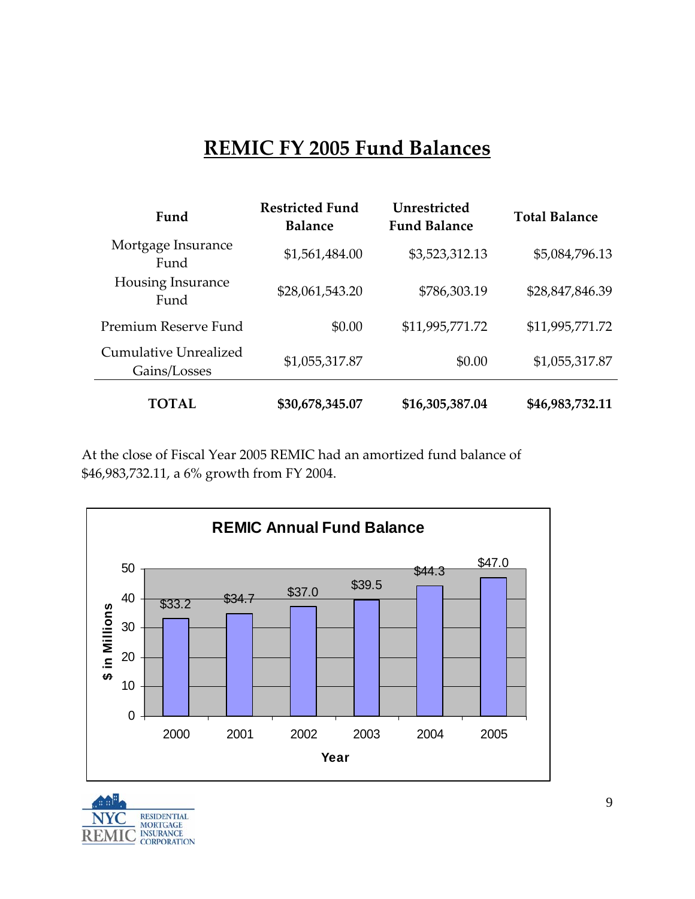# REMIC FY 2005 Fund Balances

| Fund | Restricted Fund Balance | Unrestricted Fund Balance | Total Balance |
|---|---|---|---|
| Mortgage Insurance Fund | $1,561,484.00 | $3,523,312.13 | $5,084,796.13 |
| Housing Insurance Fund | $28,061,543.20 | $786,303.19 | $28,847,846.39 |
| Premium Reserve Fund | $0.00 | $11,995,771.72 | $11,995,771.72 |
| Cumulative Unrealized Gains/Losses | $1,055,317.87 | $0.00 | $1,055,317.87 |
| **TOTAL** | **$30,678,345.07** | **$16,305,387.04** | **$46,983,732.11** |

At the close of Fiscal Year 2005 REMIC had an amortized fund balance of $46,983,732.11, a 6% growth from FY 2004.

REMIC Annual Fund Balance

$ in Millions

0
10
20
30
40
50

$33.2
$34.7
$37.0
$39.5
$44.3
$47.0

2000
2001
2002
2003
2004
2005

Year

NYC REMIC RESIDENTIAL MORTGAGE INSURANCE CORPORATION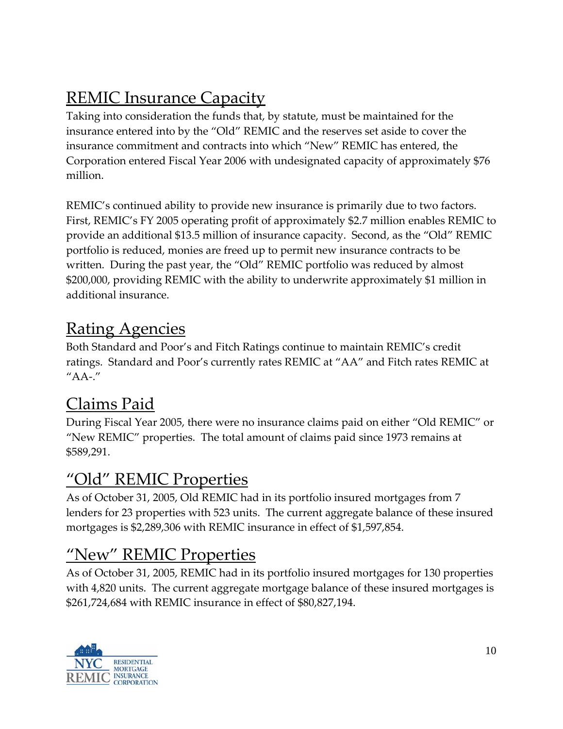## REMIC Insurance Capacity

Taking into consideration the funds that, by statute, must be maintained for the insurance entered into by the "Old" REMIC and the reserves set aside to cover the insurance commitment and contracts into which "New" REMIC has entered, the Corporation entered Fiscal Year 2006 with undesignated capacity of approximately $76 million.

REMIC's continued ability to provide new insurance is primarily due to two factors. First, REMIC's FY 2005 operating profit of approximately $2.7 million enables REMIC to provide an additional $13.5 million of insurance capacity. Second, as the "Old" REMIC portfolio is reduced, monies are freed up to permit new insurance contracts to be written. During the past year, the "Old" REMIC portfolio was reduced by almost $200,000, providing REMIC with the ability to underwrite approximately $1 million in additional insurance.

## Rating Agencies

Both Standard and Poor's and Fitch Ratings continue to maintain REMIC's credit ratings. Standard and Poor's currently rates REMIC at "AA" and Fitch rates REMIC at "AA-."

## Claims Paid

During Fiscal Year 2005, there were no insurance claims paid on either "Old REMIC" or "New REMIC" properties. The total amount of claims paid since 1973 remains at $589,291.

## "Old" REMIC Properties

As of October 31, 2005, Old REMIC had in its portfolio insured mortgages from 7 lenders for 23 properties with 523 units. The current aggregate balance of these insured mortgages is $2,289,306 with REMIC insurance in effect of $1,597,854.

## "New" REMIC Properties

As of October 31, 2005, REMIC had in its portfolio insured mortgages for 130 properties with 4,820 units. The current aggregate mortgage balance of these insured mortgages is $261,724,684 with REMIC insurance in effect of $80,827,194.

NYC REMIC RESIDENTIAL MORTGAGE INSURANCE CORPORATION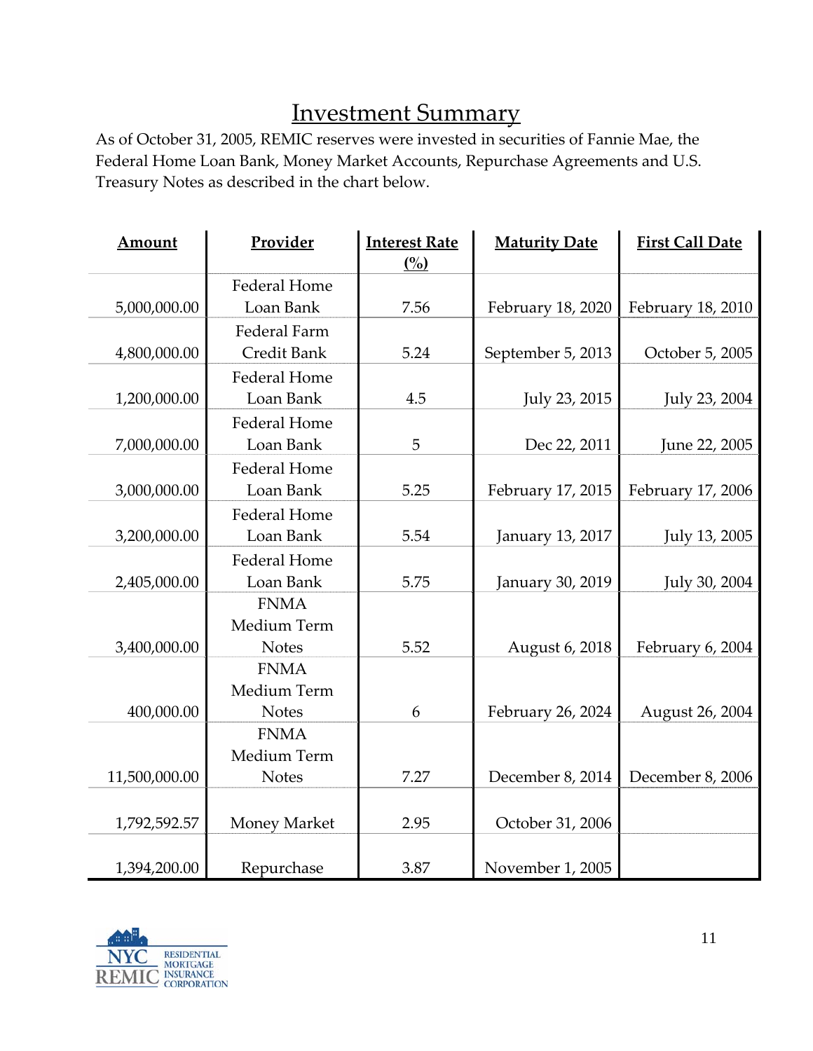# Investment Summary

As of October 31, 2005, REMIC reserves were invested in securities of Fannie Mae, the Federal Home Loan Bank, Money Market Accounts, Repurchase Agreements and U.S. Treasury Notes as described in the chart below.

| Amount | Provider | Interest Rate (%) | Maturity Date | First Call Date |
|---|---|---|---|---|
| 5,000,000.00 | Federal Home Loan Bank | 7.56 | February 18, 2020 | February 18, 2010 |
| 4,800,000.00 | Federal Farm Credit Bank | 5.24 | September 5, 2013 | October 5, 2005 |
| 1,200,000.00 | Federal Home Loan Bank | 4.5 | July 23, 2015 | July 23, 2004 |
| 7,000,000.00 | Federal Home Loan Bank | 5 | Dec 22, 2011 | June 22, 2005 |
| 3,000,000.00 | Federal Home Loan Bank | 5.25 | February 17, 2015 | February 17, 2006 |
| 3,200,000.00 | Federal Home Loan Bank | 5.54 | January 13, 2017 | July 13, 2005 |
| 2,405,000.00 | Federal Home Loan Bank | 5.75 | January 30, 2019 | July 30, 2004 |
| 3,400,000.00 | FNMA Medium Term Notes | 5.52 | August 6, 2018 | February 6, 2004 |
| 400,000.00 | FNMA Medium Term Notes | 6 | February 26, 2024 | August 26, 2004 |
| 11,500,000.00 | FNMA Medium Term Notes | 7.27 | December 8, 2014 | December 8, 2006 |
| 1,792,592.57 | Money Market | 2.95 | October 31, 2006 | |
| 1,394,200.00 | Repurchase | 3.87 | November 1, 2005 | |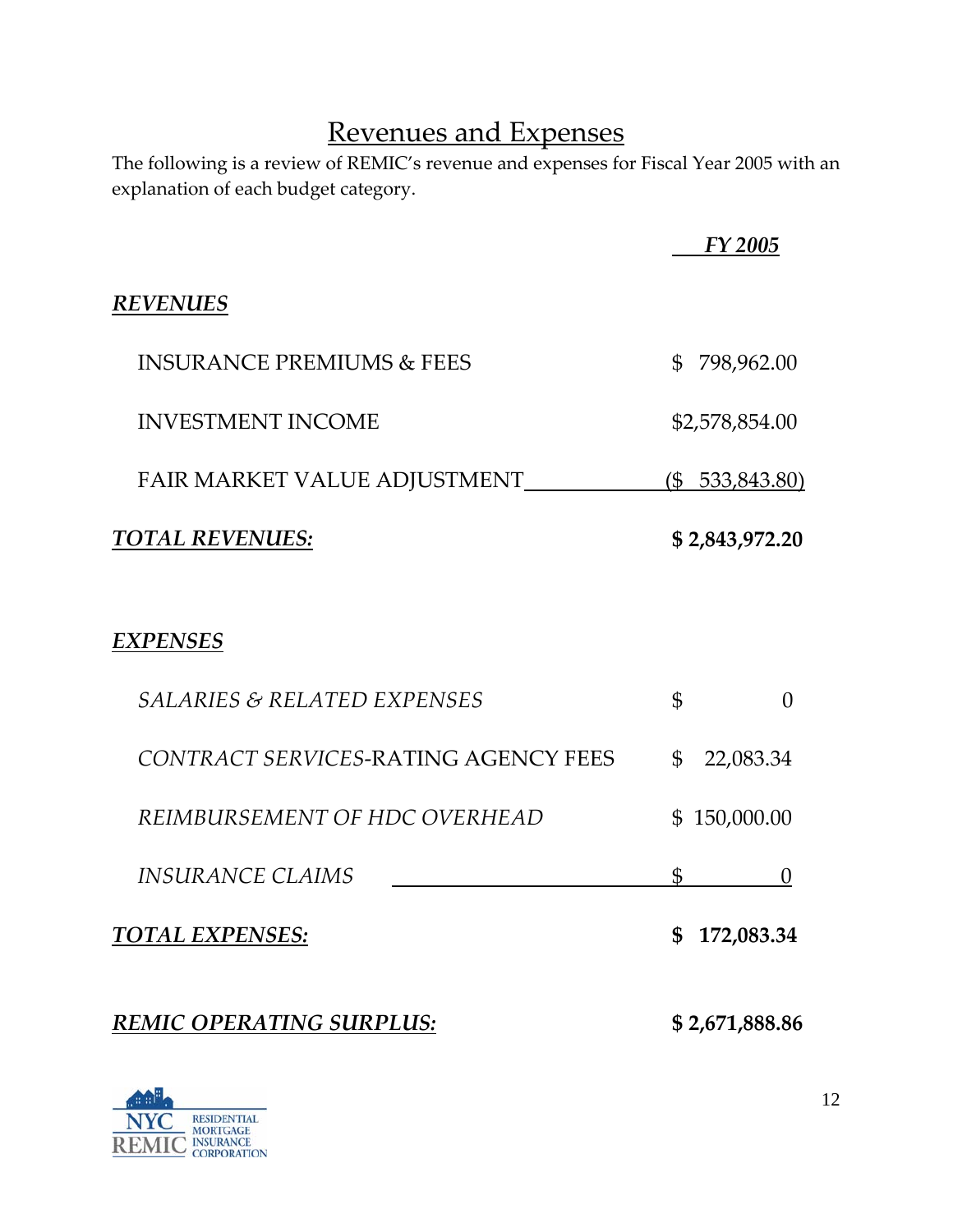# Revenues and Expenses

The following is a review of REMIC's revenue and expenses for Fiscal Year 2005 with an explanation of each budget category.

| | FY 2005 |
|---|---|
| ***REVENUES*** | |
| INSURANCE PREMIUMS & FEES | $ 798,962.00 |
| INVESTMENT INCOME | $2,578,854.00 |
| FAIR MARKET VALUE ADJUSTMENT | ($ 533,843.80) |
| ***TOTAL REVENUES:*** | **$ 2,843,972.20** |
| ***EXPENSES*** | |
| *SALARIES & RELATED EXPENSES* | $ 0 |
| *CONTRACT SERVICES*-RATING AGENCY FEES | $ 22,083.34 |
| *REIMBURSEMENT OF HDC OVERHEAD* | $ 150,000.00 |
| *INSURANCE CLAIMS* | $ 0 |
| ***TOTAL EXPENSES:*** | **$ 172,083.34** |
| ***REMIC OPERATING SURPLUS:*** | **$ 2,671,888.86** |

NYC REMIC RESIDENTIAL MORTGAGE INSURANCE CORPORATION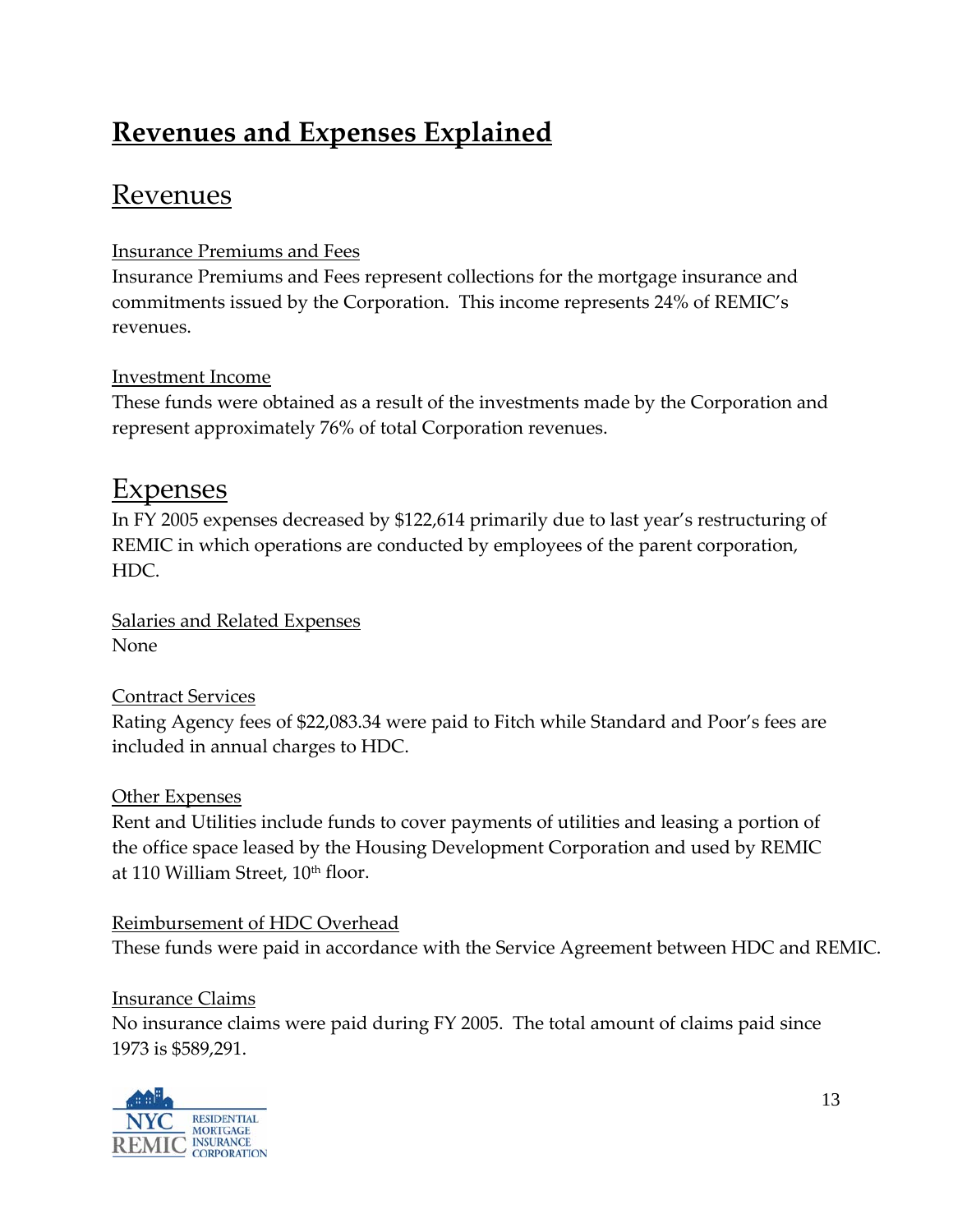# Revenues and Expenses Explained

## Revenues

### Insurance Premiums and Fees

Insurance Premiums and Fees represent collections for the mortgage insurance and commitments issued by the Corporation. This income represents 24% of REMIC's revenues.

### Investment Income

These funds were obtained as a result of the investments made by the Corporation and represent approximately 76% of total Corporation revenues.

## Expenses

In FY 2005 expenses decreased by $122,614 primarily due to last year's restructuring of REMIC in which operations are conducted by employees of the parent corporation, HDC.

### Salaries and Related Expenses

None

### Contract Services

Rating Agency fees of $22,083.34 were paid to Fitch while Standard and Poor's fees are included in annual charges to HDC.

### Other Expenses

Rent and Utilities include funds to cover payments of utilities and leasing a portion of the office space leased by the Housing Development Corporation and used by REMIC at 110 William Street, 10th floor.

### Reimbursement of HDC Overhead

These funds were paid in accordance with the Service Agreement between HDC and REMIC.

### Insurance Claims

No insurance claims were paid during FY 2005. The total amount of claims paid since 1973 is $589,291.